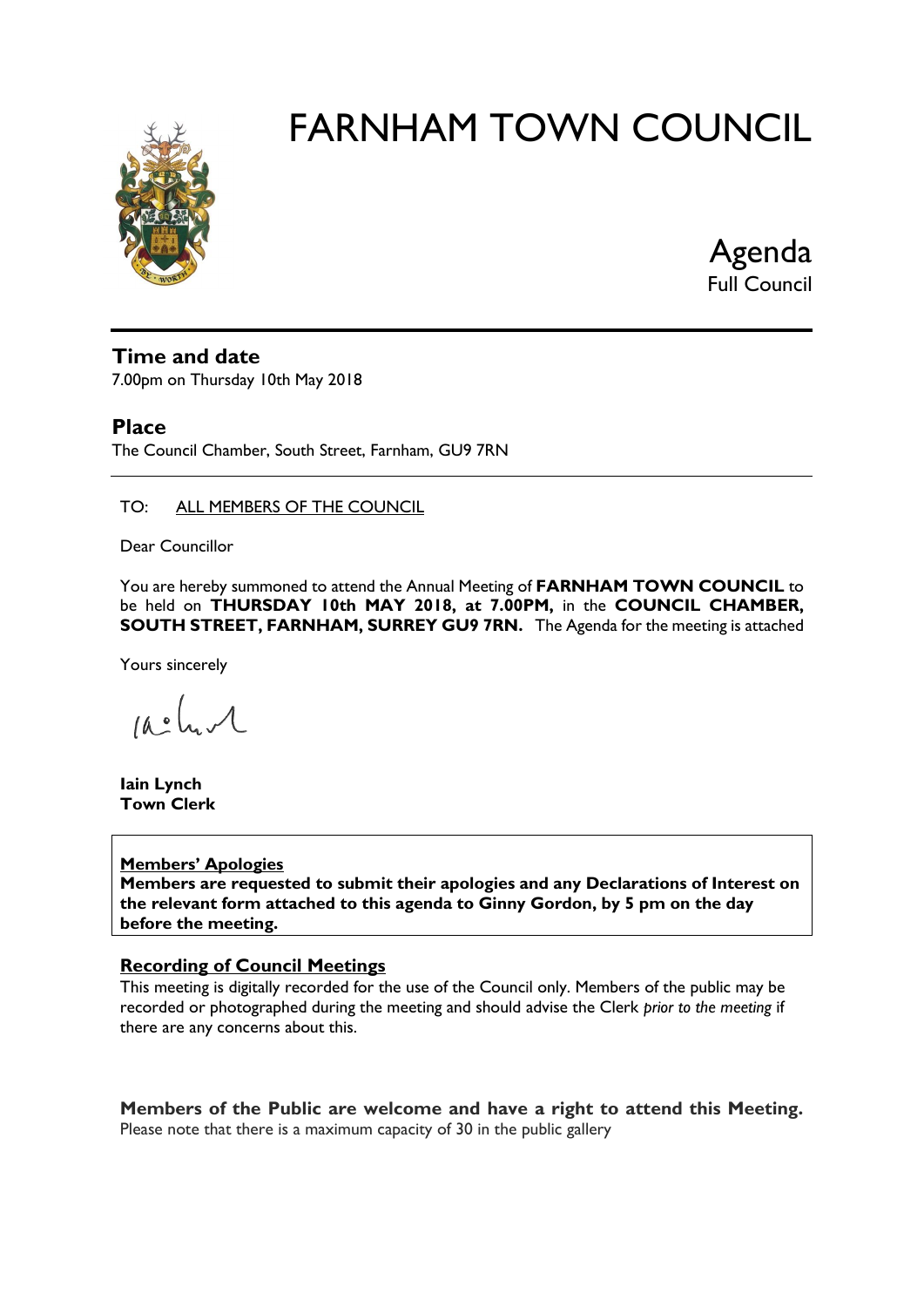# FARNHAM TOWN COUNCIL

Agenda
Full Council

## Time and date

7.00pm on Thursday 10th May 2018

## Place

The Council Chamber, South Street, Farnham, GU9 7RN

---

TO: ALL MEMBERS OF THE COUNCIL

Dear Councillor

You are hereby summoned to attend the Annual Meeting of **FARNHAM TOWN COUNCIL** to be held on **THURSDAY 10th MAY 2018, at 7.00PM,** in the **COUNCIL CHAMBER, SOUTH STREET, FARNHAM, SURREY GU9 7RN.** The Agenda for the meeting is attached

Yours sincerely

**Iain Lynch**
**Town Clerk**

**Members' Apologies**
**Members are requested to submit their apologies and any Declarations of Interest on the relevant form attached to this agenda to Ginny Gordon, by 5 pm on the day before the meeting.**

**Recording of Council Meetings**
This meeting is digitally recorded for the use of the Council only. Members of the public may be recorded or photographed during the meeting and should advise the Clerk *prior to the meeting* if there are any concerns about this.

**Members of the Public are welcome and have a right to attend this Meeting.**
Please note that there is a maximum capacity of 30 in the public gallery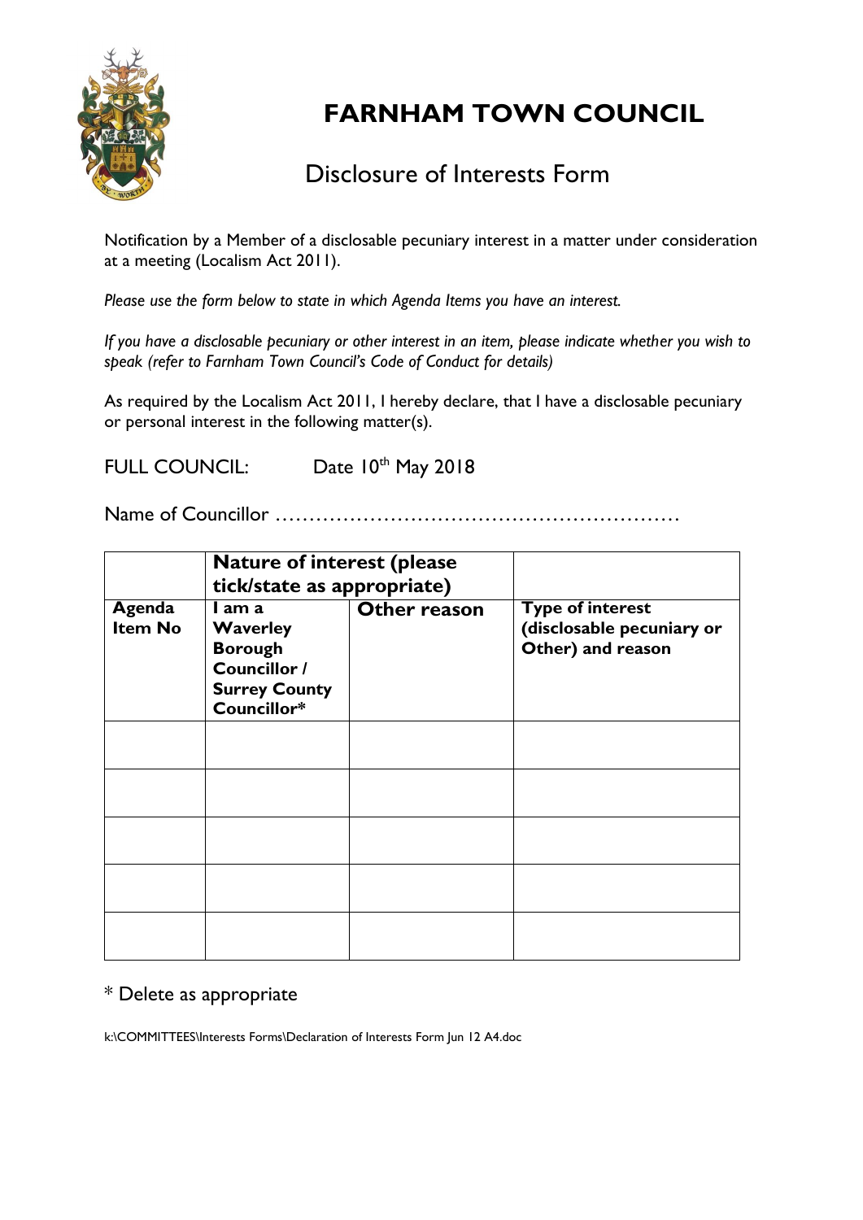# FARNHAM TOWN COUNCIL

## Disclosure of Interests Form

Notification by a Member of a disclosable pecuniary interest in a matter under consideration at a meeting (Localism Act 2011).

*Please use the form below to state in which Agenda Items you have an interest.*

*If you have a disclosable pecuniary or other interest in an item, please indicate whether you wish to speak (refer to Farnham Town Council's Code of Conduct for details)*

As required by the Localism Act 2011, I hereby declare, that I have a disclosable pecuniary or personal interest in the following matter(s).

FULL COUNCIL: Date 10th May 2018

Name of Councillor ……………………………………………………

| | **Nature of interest (please tick/state as appropriate)** | | |
|---|---|---|---|
| **Agenda Item No** | **I am a Waverley Borough Councillor / Surrey County Councillor*** | **Other reason** | **Type of interest (disclosable pecuniary or Other) and reason** |
| | | | |
| | | | |
| | | | |
| | | | |
| | | | |

* Delete as appropriate

k:\COMMITTEES\Interests Forms\Declaration of Interests Form Jun 12 A4.doc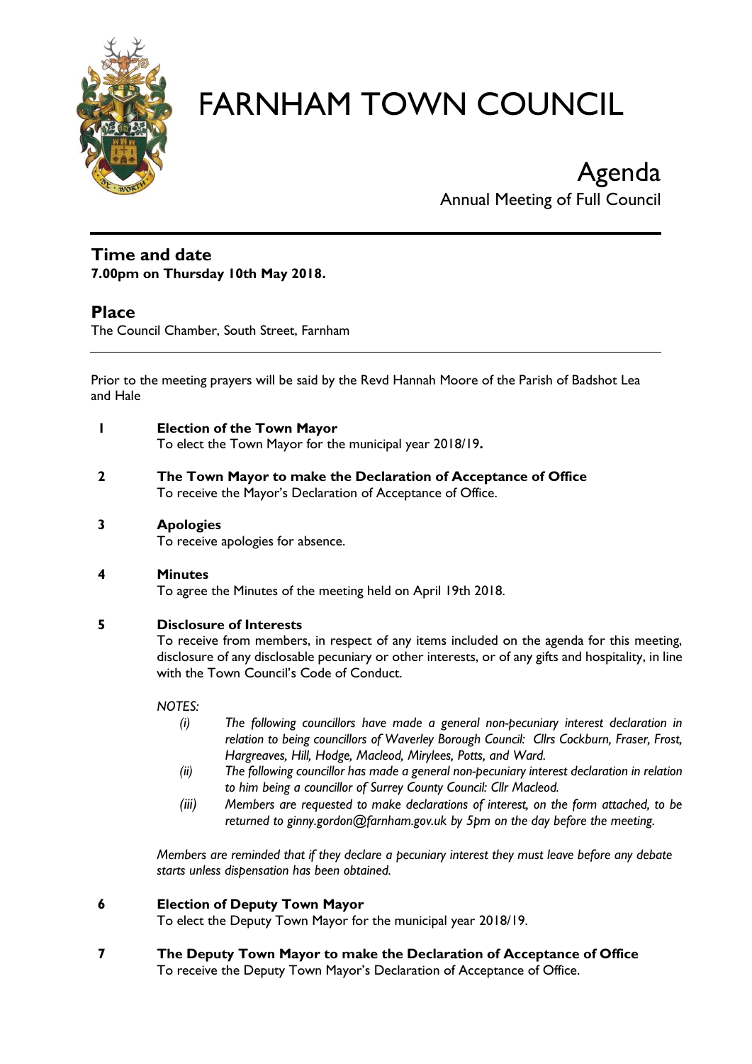# FARNHAM TOWN COUNCIL

## Agenda

Annual Meeting of Full Council

---

### Time and date

**7.00pm on Thursday 10th May 2018.**

### Place

The Council Chamber, South Street, Farnham

---

Prior to the meeting prayers will be said by the Revd Hannah Moore of the Parish of Badshot Lea and Hale

**1 Election of the Town Mayor**
To elect the Town Mayor for the municipal year 2018/19**.**

**2 The Town Mayor to make the Declaration of Acceptance of Office**
To receive the Mayor's Declaration of Acceptance of Office.

**3 Apologies**
To receive apologies for absence.

**4 Minutes**
To agree the Minutes of the meeting held on April 19th 2018.

**5 Disclosure of Interests**
To receive from members, in respect of any items included on the agenda for this meeting, disclosure of any disclosable pecuniary or other interests, or of any gifts and hospitality, in line with the Town Council's Code of Conduct.

*NOTES:*

- *(i) The following councillors have made a general non-pecuniary interest declaration in relation to being councillors of Waverley Borough Council: Cllrs Cockburn, Fraser, Frost, Hargreaves, Hill, Hodge, Macleod, Mirylees, Potts, and Ward.*
- *(ii) The following councillor has made a general non-pecuniary interest declaration in relation to him being a councillor of Surrey County Council: Cllr Macleod.*
- *(iii) Members are requested to make declarations of interest, on the form attached, to be returned to ginny.gordon@farnham.gov.uk by 5pm on the day before the meeting.*

*Members are reminded that if they declare a pecuniary interest they must leave before any debate starts unless dispensation has been obtained.*

**6 Election of Deputy Town Mayor**
To elect the Deputy Town Mayor for the municipal year 2018/19.

**7 The Deputy Town Mayor to make the Declaration of Acceptance of Office**
To receive the Deputy Town Mayor's Declaration of Acceptance of Office.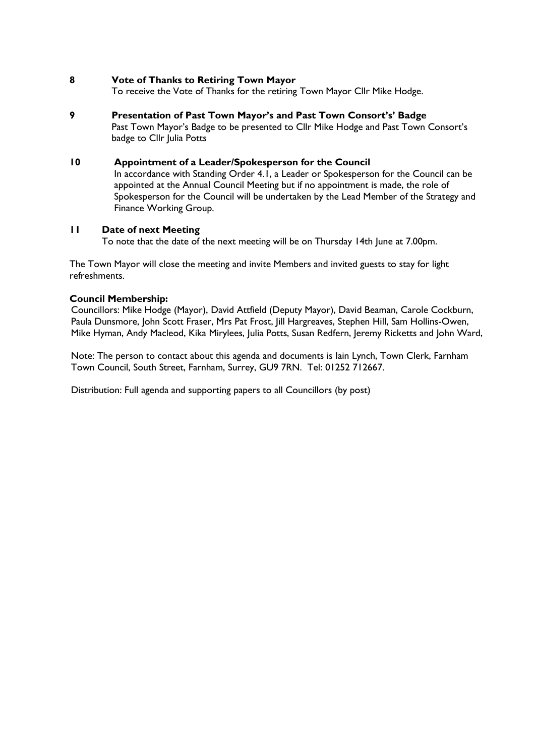**8 Vote of Thanks to Retiring Town Mayor**

To receive the Vote of Thanks for the retiring Town Mayor Cllr Mike Hodge.

**9 Presentation of Past Town Mayor's and Past Town Consort's' Badge**

Past Town Mayor's Badge to be presented to Cllr Mike Hodge and Past Town Consort's badge to Cllr Julia Potts

**10 Appointment of a Leader/Spokesperson for the Council**

In accordance with Standing Order 4.1, a Leader or Spokesperson for the Council can be appointed at the Annual Council Meeting but if no appointment is made, the role of Spokesperson for the Council will be undertaken by the Lead Member of the Strategy and Finance Working Group.

**11 Date of next Meeting**

To note that the date of the next meeting will be on Thursday 14th June at 7.00pm.

The Town Mayor will close the meeting and invite Members and invited guests to stay for light refreshments.

**Council Membership:**

Councillors: Mike Hodge (Mayor), David Attfield (Deputy Mayor), David Beaman, Carole Cockburn, Paula Dunsmore, John Scott Fraser, Mrs Pat Frost, Jill Hargreaves, Stephen Hill, Sam Hollins-Owen, Mike Hyman, Andy Macleod, Kika Mirylees, Julia Potts, Susan Redfern, Jeremy Ricketts and John Ward,

Note: The person to contact about this agenda and documents is Iain Lynch, Town Clerk, Farnham Town Council, South Street, Farnham, Surrey, GU9 7RN. Tel: 01252 712667.

Distribution: Full agenda and supporting papers to all Councillors (by post)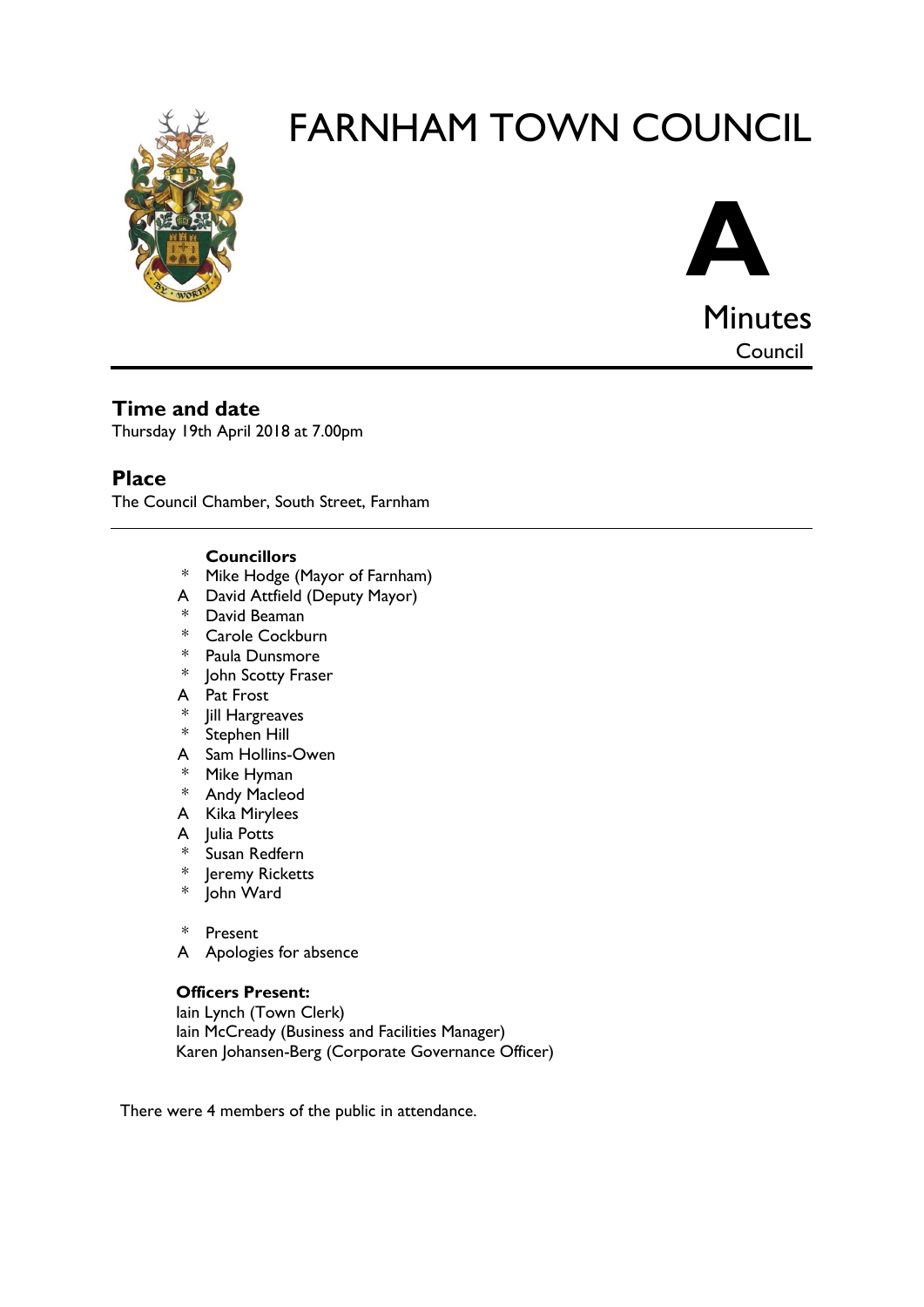# FARNHAM TOWN COUNCIL

**A**

Minutes

Council

## Time and date

Thursday 19th April 2018 at 7.00pm

## Place

The Council Chamber, South Street, Farnham

---

**Councillors**

- \* Mike Hodge (Mayor of Farnham)
- A David Attfield (Deputy Mayor)
- \* David Beaman
- \* Carole Cockburn
- \* Paula Dunsmore
- \* John Scotty Fraser
- A Pat Frost
- \* Jill Hargreaves
- \* Stephen Hill
- A Sam Hollins-Owen
- \* Mike Hyman
- \* Andy Macleod
- A Kika Mirylees
- A Julia Potts
- \* Susan Redfern
- \* Jeremy Ricketts
- \* John Ward

\* Present

A Apologies for absence

**Officers Present:**

Iain Lynch (Town Clerk)

Iain McCready (Business and Facilities Manager)

Karen Johansen-Berg (Corporate Governance Officer)

There were 4 members of the public in attendance.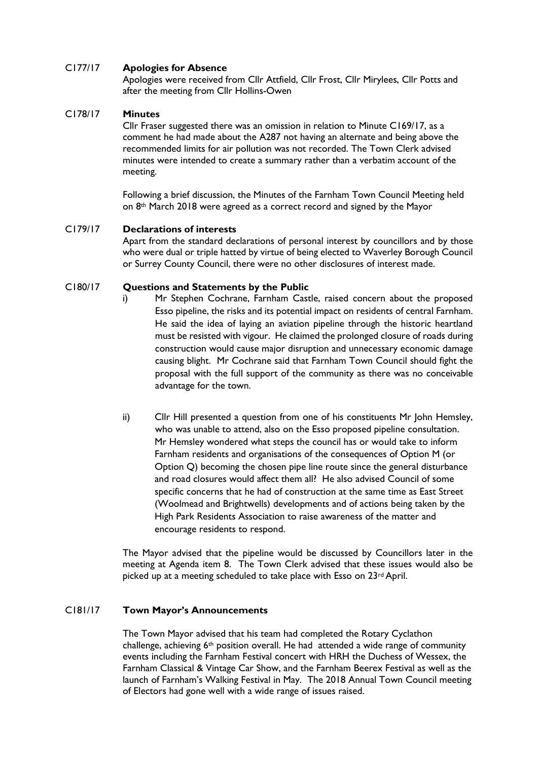**C177/17 Apologies for Absence**

Apologies were received from Cllr Attfield, Cllr Frost, Cllr Mirylees, Cllr Potts and after the meeting from Cllr Hollins-Owen

**C178/17 Minutes**

Cllr Fraser suggested there was an omission in relation to Minute C169/17, as a comment he had made about the A287 not having an alternate and being above the recommended limits for air pollution was not recorded. The Town Clerk advised minutes were intended to create a summary rather than a verbatim account of the meeting.

Following a brief discussion, the Minutes of the Farnham Town Council Meeting held on 8th March 2018 were agreed as a correct record and signed by the Mayor

**C179/17 Declarations of interests**

Apart from the standard declarations of personal interest by councillors and by those who were dual or triple hatted by virtue of being elected to Waverley Borough Council or Surrey County Council, there were no other disclosures of interest made.

**C180/17 Questions and Statements by the Public**

i) Mr Stephen Cochrane, Farnham Castle, raised concern about the proposed Esso pipeline, the risks and its potential impact on residents of central Farnham. He said the idea of laying an aviation pipeline through the historic heartland must be resisted with vigour. He claimed the prolonged closure of roads during construction would cause major disruption and unnecessary economic damage causing blight. Mr Cochrane said that Farnham Town Council should fight the proposal with the full support of the community as there was no conceivable advantage for the town.

ii) Cllr Hill presented a question from one of his constituents Mr John Hemsley, who was unable to attend, also on the Esso proposed pipeline consultation. Mr Hemsley wondered what steps the council has or would take to inform Farnham residents and organisations of the consequences of Option M (or Option Q) becoming the chosen pipe line route since the general disturbance and road closures would affect them all? He also advised Council of some specific concerns that he had of construction at the same time as East Street (Woolmead and Brightwells) developments and of actions being taken by the High Park Residents Association to raise awareness of the matter and encourage residents to respond.

The Mayor advised that the pipeline would be discussed by Councillors later in the meeting at Agenda item 8. The Town Clerk advised that these issues would also be picked up at a meeting scheduled to take place with Esso on 23rd April.

**C181/17 Town Mayor's Announcements**

The Town Mayor advised that his team had completed the Rotary Cyclathon challenge, achieving 6th position overall. He had attended a wide range of community events including the Farnham Festival concert with HRH the Duchess of Wessex, the Farnham Classical & Vintage Car Show, and the Farnham Beerex Festival as well as the launch of Farnham's Walking Festival in May. The 2018 Annual Town Council meeting of Electors had gone well with a wide range of issues raised.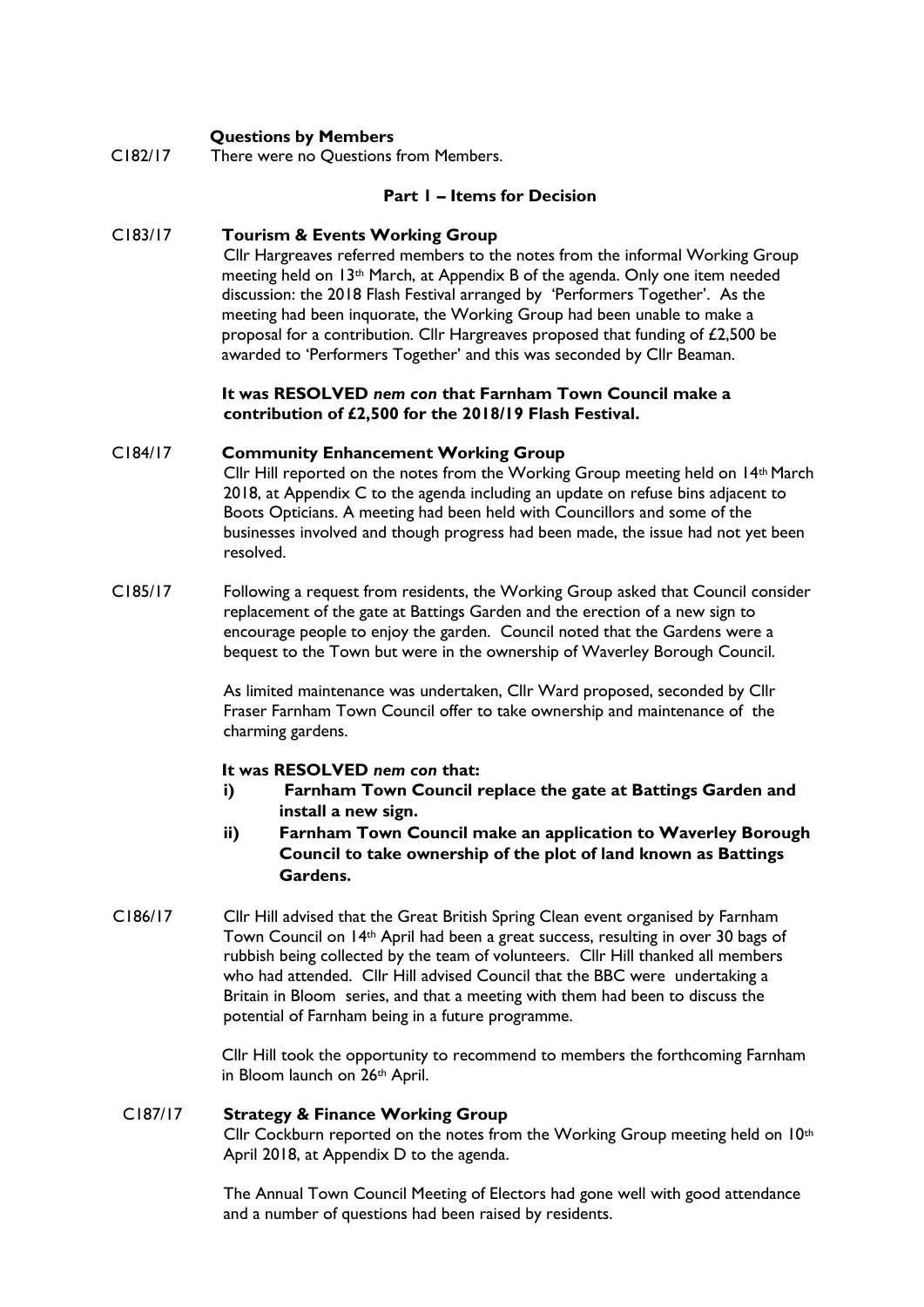**Questions by Members**

C182/17 There were no Questions from Members.

**Part 1 – Items for Decision**

C183/17 **Tourism & Events Working Group**

Cllr Hargreaves referred members to the notes from the informal Working Group meeting held on 13th March, at Appendix B of the agenda. Only one item needed discussion: the 2018 Flash Festival arranged by 'Performers Together'. As the meeting had been inquorate, the Working Group had been unable to make a proposal for a contribution. Cllr Hargreaves proposed that funding of £2,500 be awarded to 'Performers Together' and this was seconded by Cllr Beaman.

**It was RESOLVED *nem con* that Farnham Town Council make a contribution of £2,500 for the 2018/19 Flash Festival.**

C184/17 **Community Enhancement Working Group**

Cllr Hill reported on the notes from the Working Group meeting held on 14th March 2018, at Appendix C to the agenda including an update on refuse bins adjacent to Boots Opticians. A meeting had been held with Councillors and some of the businesses involved and though progress had been made, the issue had not yet been resolved.

C185/17 Following a request from residents, the Working Group asked that Council consider replacement of the gate at Battings Garden and the erection of a new sign to encourage people to enjoy the garden. Council noted that the Gardens were a bequest to the Town but were in the ownership of Waverley Borough Council.

As limited maintenance was undertaken, Cllr Ward proposed, seconded by Cllr Fraser Farnham Town Council offer to take ownership and maintenance of the charming gardens.

**It was RESOLVED *nem con* that:**

i) **Farnham Town Council replace the gate at Battings Garden and install a new sign.**
ii) **Farnham Town Council make an application to Waverley Borough Council to take ownership of the plot of land known as Battings Gardens.**

C186/17 Cllr Hill advised that the Great British Spring Clean event organised by Farnham Town Council on 14th April had been a great success, resulting in over 30 bags of rubbish being collected by the team of volunteers. Cllr Hill thanked all members who had attended. Cllr Hill advised Council that the BBC were undertaking a Britain in Bloom series, and that a meeting with them had been to discuss the potential of Farnham being in a future programme.

Cllr Hill took the opportunity to recommend to members the forthcoming Farnham in Bloom launch on 26th April.

C187/17 **Strategy & Finance Working Group**

Cllr Cockburn reported on the notes from the Working Group meeting held on 10th April 2018, at Appendix D to the agenda.

The Annual Town Council Meeting of Electors had gone well with good attendance and a number of questions had been raised by residents.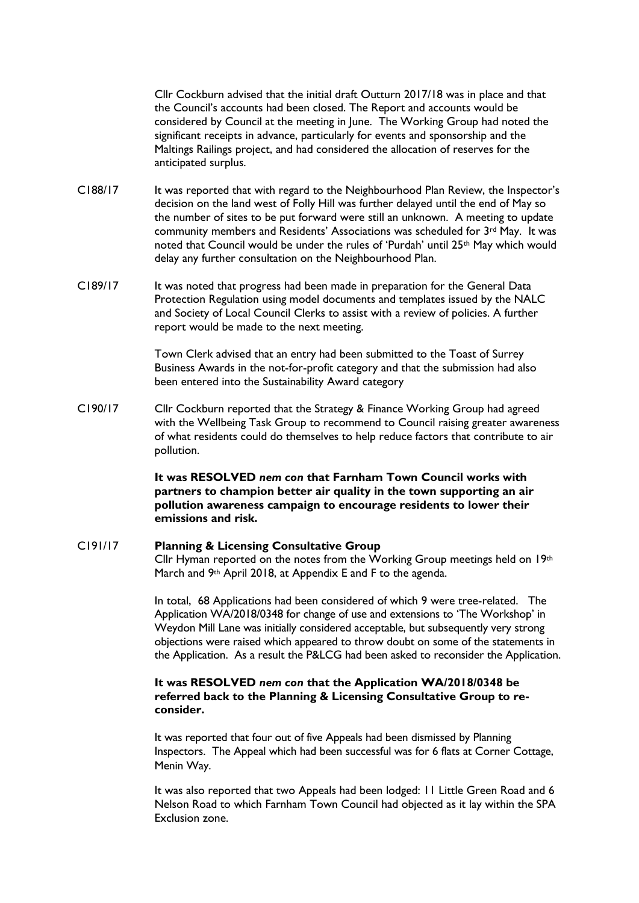Cllr Cockburn advised that the initial draft Outturn 2017/18 was in place and that the Council's accounts had been closed. The Report and accounts would be considered by Council at the meeting in June. The Working Group had noted the significant receipts in advance, particularly for events and sponsorship and the Maltings Railings project, and had considered the allocation of reserves for the anticipated surplus.

C188/17 It was reported that with regard to the Neighbourhood Plan Review, the Inspector's decision on the land west of Folly Hill was further delayed until the end of May so the number of sites to be put forward were still an unknown. A meeting to update community members and Residents' Associations was scheduled for 3rd May. It was noted that Council would be under the rules of 'Purdah' until 25th May which would delay any further consultation on the Neighbourhood Plan.

C189/17 It was noted that progress had been made in preparation for the General Data Protection Regulation using model documents and templates issued by the NALC and Society of Local Council Clerks to assist with a review of policies. A further report would be made to the next meeting.

Town Clerk advised that an entry had been submitted to the Toast of Surrey Business Awards in the not-for-profit category and that the submission had also been entered into the Sustainability Award category

C190/17 Cllr Cockburn reported that the Strategy & Finance Working Group had agreed with the Wellbeing Task Group to recommend to Council raising greater awareness of what residents could do themselves to help reduce factors that contribute to air pollution.

**It was RESOLVED *nem con* that Farnham Town Council works with partners to champion better air quality in the town supporting an air pollution awareness campaign to encourage residents to lower their emissions and risk.**

C191/17 **Planning & Licensing Consultative Group**

Cllr Hyman reported on the notes from the Working Group meetings held on 19th March and 9th April 2018, at Appendix E and F to the agenda.

In total, 68 Applications had been considered of which 9 were tree-related. The Application WA/2018/0348 for change of use and extensions to 'The Workshop' in Weydon Mill Lane was initially considered acceptable, but subsequently very strong objections were raised which appeared to throw doubt on some of the statements in the Application. As a result the P&LCG had been asked to reconsider the Application.

**It was RESOLVED *nem con* that the Application WA/2018/0348 be referred back to the Planning & Licensing Consultative Group to re-consider.**

It was reported that four out of five Appeals had been dismissed by Planning Inspectors. The Appeal which had been successful was for 6 flats at Corner Cottage, Menin Way.

It was also reported that two Appeals had been lodged: 11 Little Green Road and 6 Nelson Road to which Farnham Town Council had objected as it lay within the SPA Exclusion zone.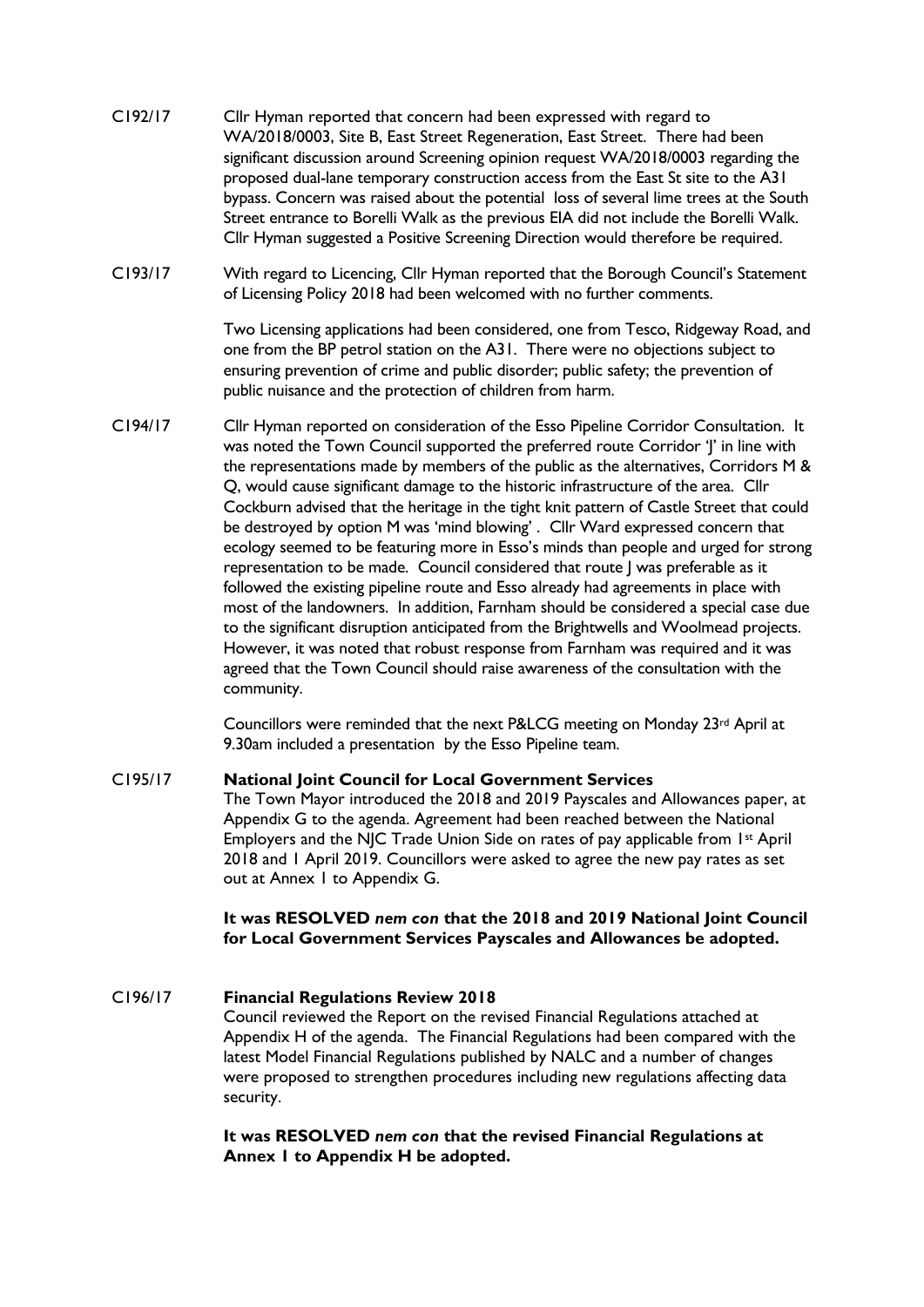C192/17 Cllr Hyman reported that concern had been expressed with regard to WA/2018/0003, Site B, East Street Regeneration, East Street. There had been significant discussion around Screening opinion request WA/2018/0003 regarding the proposed dual-lane temporary construction access from the East St site to the A31 bypass. Concern was raised about the potential loss of several lime trees at the South Street entrance to Borelli Walk as the previous EIA did not include the Borelli Walk. Cllr Hyman suggested a Positive Screening Direction would therefore be required.

C193/17 With regard to Licencing, Cllr Hyman reported that the Borough Council's Statement of Licensing Policy 2018 had been welcomed with no further comments.

Two Licensing applications had been considered, one from Tesco, Ridgeway Road, and one from the BP petrol station on the A31. There were no objections subject to ensuring prevention of crime and public disorder; public safety; the prevention of public nuisance and the protection of children from harm.

C194/17 Cllr Hyman reported on consideration of the Esso Pipeline Corridor Consultation. It was noted the Town Council supported the preferred route Corridor 'J' in line with the representations made by members of the public as the alternatives, Corridors M & Q, would cause significant damage to the historic infrastructure of the area. Cllr Cockburn advised that the heritage in the tight knit pattern of Castle Street that could be destroyed by option M was 'mind blowing'. Cllr Ward expressed concern that ecology seemed to be featuring more in Esso's minds than people and urged for strong representation to be made. Council considered that route J was preferable as it followed the existing pipeline route and Esso already had agreements in place with most of the landowners. In addition, Farnham should be considered a special case due to the significant disruption anticipated from the Brightwells and Woolmead projects. However, it was noted that robust response from Farnham was required and it was agreed that the Town Council should raise awareness of the consultation with the community.

Councillors were reminded that the next P&LCG meeting on Monday 23rd April at 9.30am included a presentation by the Esso Pipeline team.

C195/17 **National Joint Council for Local Government Services**

The Town Mayor introduced the 2018 and 2019 Payscales and Allowances paper, at Appendix G to the agenda. Agreement had been reached between the National Employers and the NJC Trade Union Side on rates of pay applicable from 1st April 2018 and 1 April 2019. Councillors were asked to agree the new pay rates as set out at Annex 1 to Appendix G.

**It was RESOLVED *nem con* that the 2018 and 2019 National Joint Council for Local Government Services Payscales and Allowances be adopted.**

C196/17 **Financial Regulations Review 2018**

Council reviewed the Report on the revised Financial Regulations attached at Appendix H of the agenda. The Financial Regulations had been compared with the latest Model Financial Regulations published by NALC and a number of changes were proposed to strengthen procedures including new regulations affecting data security.

**It was RESOLVED *nem con* that the revised Financial Regulations at Annex 1 to Appendix H be adopted.**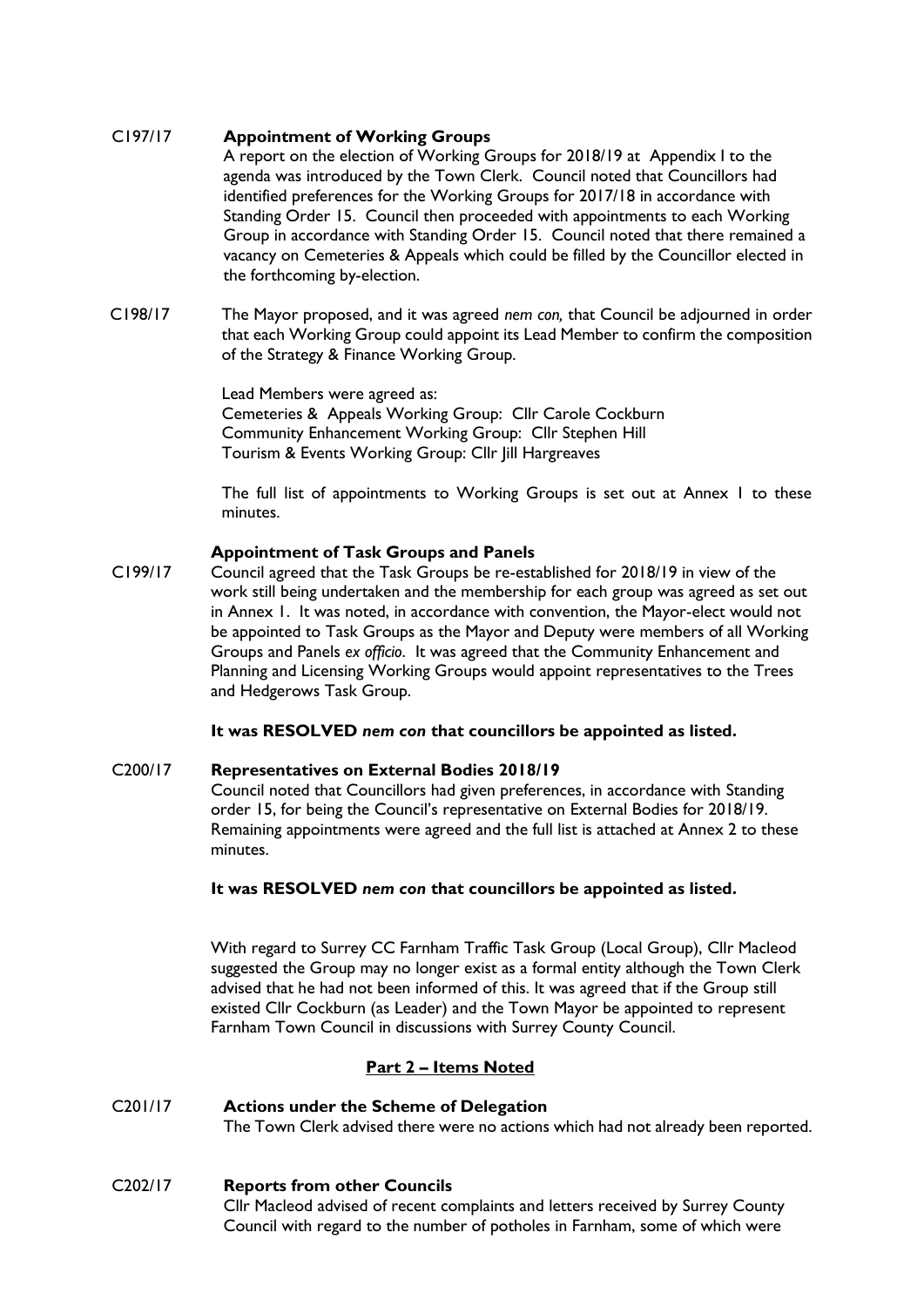C197/17 **Appointment of Working Groups**

A report on the election of Working Groups for 2018/19 at Appendix I to the agenda was introduced by the Town Clerk. Council noted that Councillors had identified preferences for the Working Groups for 2017/18 in accordance with Standing Order 15. Council then proceeded with appointments to each Working Group in accordance with Standing Order 15. Council noted that there remained a vacancy on Cemeteries & Appeals which could be filled by the Councillor elected in the forthcoming by-election.

C198/17 The Mayor proposed, and it was agreed *nem con,* that Council be adjourned in order that each Working Group could appoint its Lead Member to confirm the composition of the Strategy & Finance Working Group.

Lead Members were agreed as:
Cemeteries & Appeals Working Group: Cllr Carole Cockburn
Community Enhancement Working Group: Cllr Stephen Hill
Tourism & Events Working Group: Cllr Jill Hargreaves

The full list of appointments to Working Groups is set out at Annex 1 to these minutes.

**Appointment of Task Groups and Panels**

C199/17 Council agreed that the Task Groups be re-established for 2018/19 in view of the work still being undertaken and the membership for each group was agreed as set out in Annex 1. It was noted, in accordance with convention, the Mayor-elect would not be appointed to Task Groups as the Mayor and Deputy were members of all Working Groups and Panels *ex officio*. It was agreed that the Community Enhancement and Planning and Licensing Working Groups would appoint representatives to the Trees and Hedgerows Task Group.

**It was RESOLVED *nem con* that councillors be appointed as listed.**

C200/17 **Representatives on External Bodies 2018/19**

Council noted that Councillors had given preferences, in accordance with Standing order 15, for being the Council's representative on External Bodies for 2018/19. Remaining appointments were agreed and the full list is attached at Annex 2 to these minutes.

**It was RESOLVED *nem con* that councillors be appointed as listed.**

With regard to Surrey CC Farnham Traffic Task Group (Local Group), Cllr Macleod suggested the Group may no longer exist as a formal entity although the Town Clerk advised that he had not been informed of this. It was agreed that if the Group still existed Cllr Cockburn (as Leader) and the Town Mayor be appointed to represent Farnham Town Council in discussions with Surrey County Council.

## Part 2 – Items Noted

C201/17 **Actions under the Scheme of Delegation**

The Town Clerk advised there were no actions which had not already been reported.

C202/17 **Reports from other Councils**

Cllr Macleod advised of recent complaints and letters received by Surrey County Council with regard to the number of potholes in Farnham, some of which were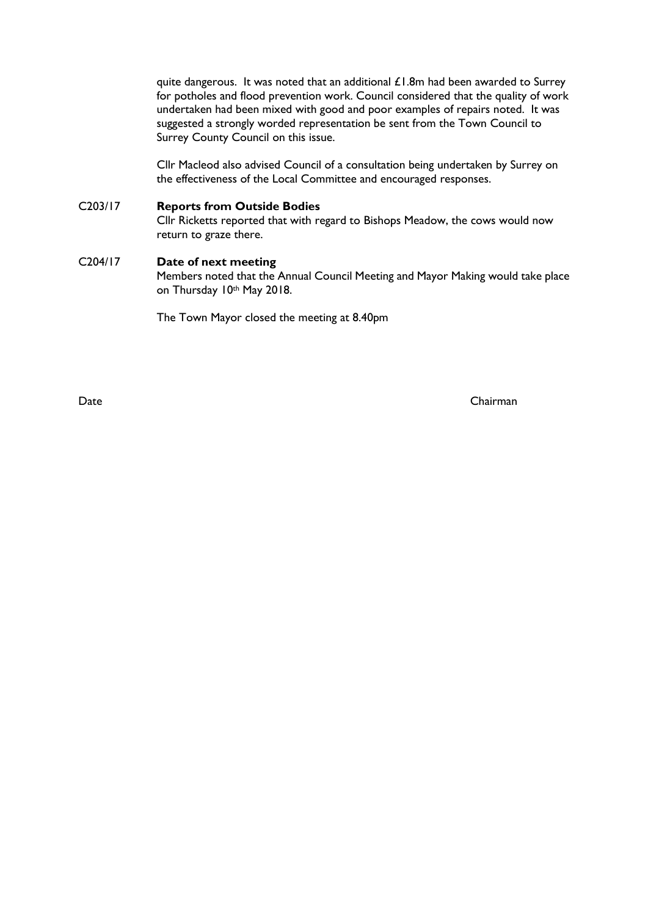quite dangerous. It was noted that an additional £1.8m had been awarded to Surrey for potholes and flood prevention work. Council considered that the quality of work undertaken had been mixed with good and poor examples of repairs noted. It was suggested a strongly worded representation be sent from the Town Council to Surrey County Council on this issue.

Cllr Macleod also advised Council of a consultation being undertaken by Surrey on the effectiveness of the Local Committee and encouraged responses.

C203/17 **Reports from Outside Bodies**

Cllr Ricketts reported that with regard to Bishops Meadow, the cows would now return to graze there.

C204/17 **Date of next meeting**

Members noted that the Annual Council Meeting and Mayor Making would take place on Thursday 10th May 2018.

The Town Mayor closed the meeting at 8.40pm

Date Chairman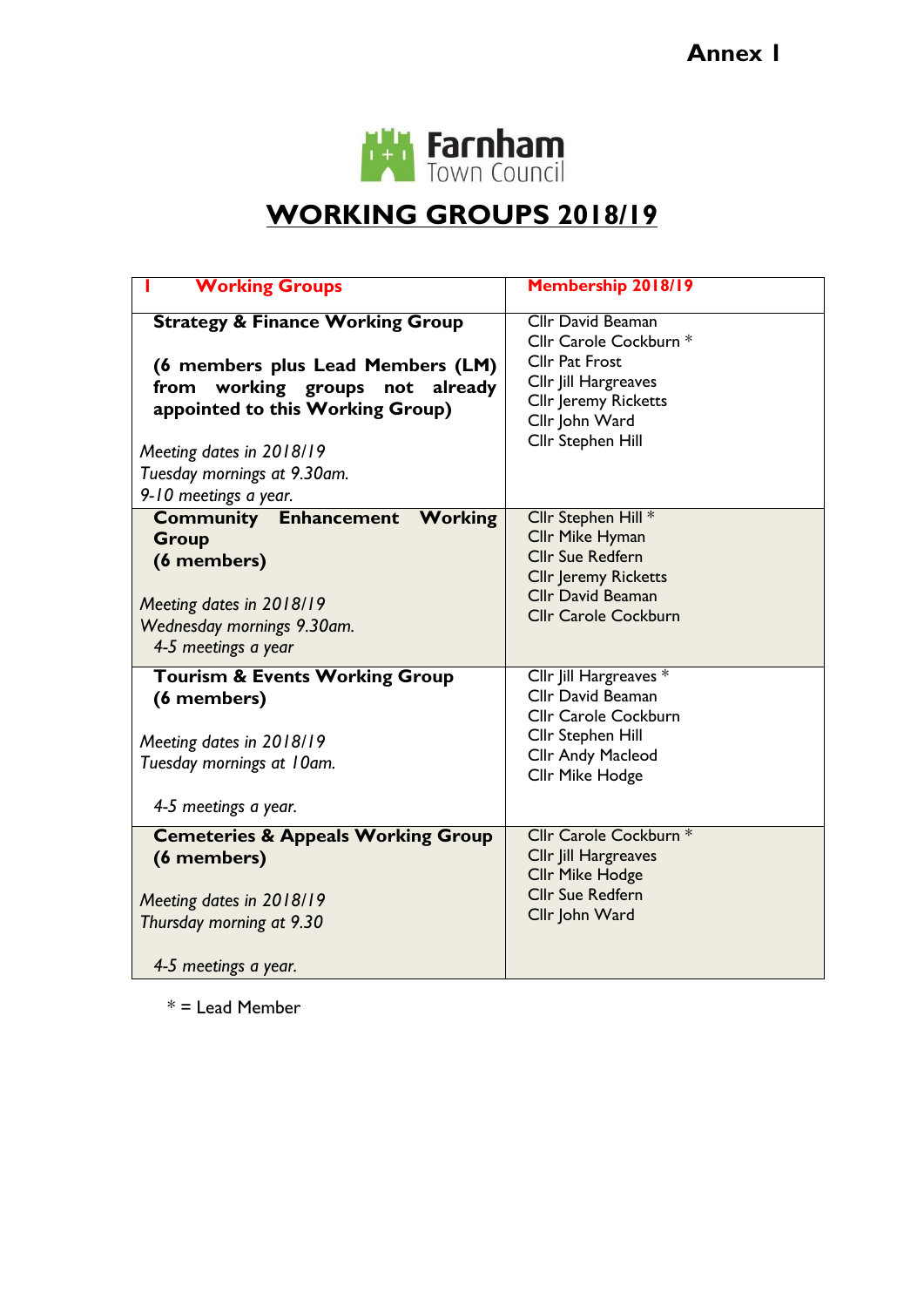Annex 1

Farnham Town Council

# WORKING GROUPS 2018/19

| 1 Working Groups | Membership 2018/19 |
|---|---|
| **Strategy & Finance Working Group**<br><br>**(6 members plus Lead Members (LM) from working groups not already appointed to this Working Group)**<br><br>*Meeting dates in 2018/19*<br>*Tuesday mornings at 9.30am.*<br>*9-10 meetings a year.* | Cllr David Beaman<br>Cllr Carole Cockburn *<br>Cllr Pat Frost<br>Cllr Jill Hargreaves<br>Cllr Jeremy Ricketts<br>Cllr John Ward<br>Cllr Stephen Hill |
| **Community Enhancement Working Group**<br>**(6 members)**<br><br>*Meeting dates in 2018/19*<br>*Wednesday mornings 9.30am.*<br>*4-5 meetings a year* | Cllr Stephen Hill *<br>Cllr Mike Hyman<br>Cllr Sue Redfern<br>Cllr Jeremy Ricketts<br>Cllr David Beaman<br>Cllr Carole Cockburn |
| **Tourism & Events Working Group**<br>**(6 members)**<br><br>*Meeting dates in 2018/19*<br>*Tuesday mornings at 10am.*<br><br>*4-5 meetings a year.* | Cllr Jill Hargreaves *<br>Cllr David Beaman<br>Cllr Carole Cockburn<br>Cllr Stephen Hill<br>Cllr Andy Macleod<br>Cllr Mike Hodge |
| **Cemeteries & Appeals Working Group**<br>**(6 members)**<br><br>*Meeting dates in 2018/19*<br>*Thursday morning at 9.30*<br><br>*4-5 meetings a year.* | Cllr Carole Cockburn *<br>Cllr Jill Hargreaves<br>Cllr Mike Hodge<br>Cllr Sue Redfern<br>Cllr John Ward |

* = Lead Member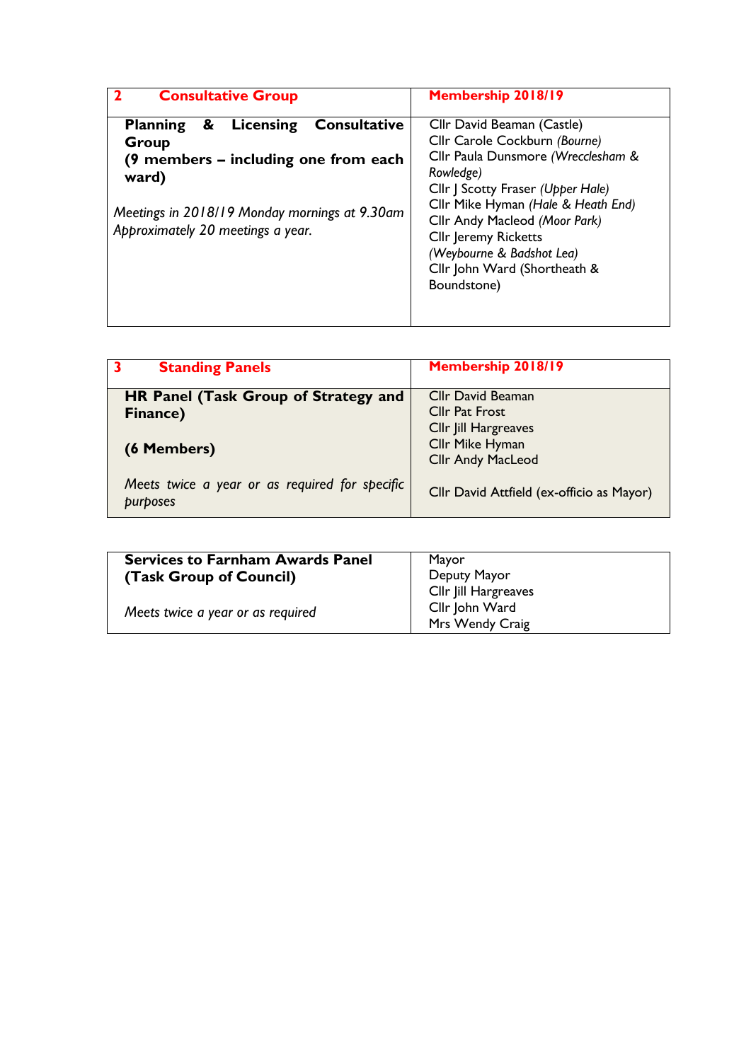| **2 Consultative Group** | **Membership 2018/19** |
|---|---|
| **Planning & Licensing Consultative Group**<br>**(9 members – including one from each ward)**<br><br>*Meetings in 2018/19 Monday mornings at 9.30am Approximately 20 meetings a year.* | Cllr David Beaman (Castle)<br>Cllr Carole Cockburn *(Bourne)*<br>Cllr Paula Dunsmore *(Wrecclesham & Rowledge)*<br>Cllr J Scotty Fraser *(Upper Hale)*<br>Cllr Mike Hyman *(Hale & Heath End)*<br>Cllr Andy Macleod *(Moor Park)*<br>Cllr Jeremy Ricketts<br>*(Weybourne & Badshot Lea)*<br>Cllr John Ward (Shortheath & Boundstone) |

| **3 Standing Panels** | **Membership 2018/19** |
|---|---|
| **HR Panel (Task Group of Strategy and Finance)**<br><br>**(6 Members)**<br><br>*Meets twice a year or as required for specific purposes* | Cllr David Beaman<br>Cllr Pat Frost<br>Cllr Jill Hargreaves<br>Cllr Mike Hyman<br>Cllr Andy MacLeod<br><br>Cllr David Attfield (ex-officio as Mayor) |
| **Services to Farnham Awards Panel (Task Group of Council)**<br><br>*Meets twice a year or as required* | Mayor<br>Deputy Mayor<br>Cllr Jill Hargreaves<br>Cllr John Ward<br>Mrs Wendy Craig |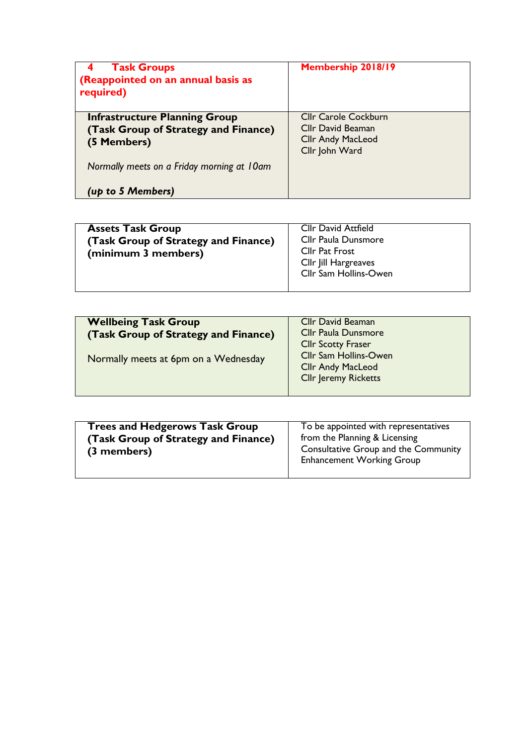| **4 Task Groups (Reappointed on an annual basis as required)** | **Membership 2018/19** |
| --- | --- |
| **Infrastructure Planning Group (Task Group of Strategy and Finance) (5 Members)**<br><br>*Normally meets on a Friday morning at 10am*<br><br>***(up to 5 Members)*** | Cllr Carole Cockburn<br>Cllr David Beaman<br>Cllr Andy MacLeod<br>Cllr John Ward |

| | |
| --- | --- |
| **Assets Task Group (Task Group of Strategy and Finance) (minimum 3 members)** | Cllr David Attfield<br>Cllr Paula Dunsmore<br>Cllr Pat Frost<br>Cllr Jill Hargreaves<br>Cllr Sam Hollins-Owen |

| | |
| --- | --- |
| **Wellbeing Task Group (Task Group of Strategy and Finance)**<br><br>Normally meets at 6pm on a Wednesday | Cllr David Beaman<br>Cllr Paula Dunsmore<br>Cllr Scotty Fraser<br>Cllr Sam Hollins-Owen<br>Cllr Andy MacLeod<br>Cllr Jeremy Ricketts |

| | |
| --- | --- |
| **Trees and Hedgerows Task Group (Task Group of Strategy and Finance) (3 members)** | To be appointed with representatives from the Planning & Licensing Consultative Group and the Community Enhancement Working Group |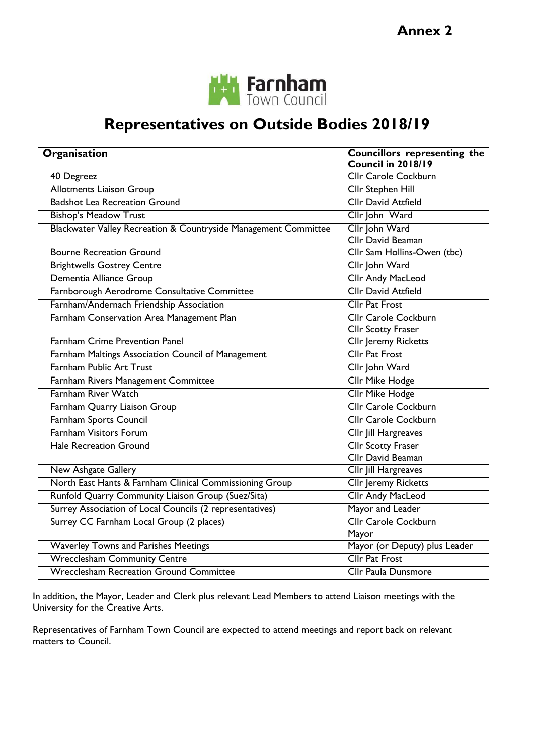**Annex 2**

Farnham Town Council

# Representatives on Outside Bodies 2018/19

| Organisation | Councillors representing the Council in 2018/19 |
|---|---|
| 40 Degreez | Cllr Carole Cockburn |
| Allotments Liaison Group | Cllr Stephen Hill |
| Badshot Lea Recreation Ground | Cllr David Attfield |
| Bishop's Meadow Trust | Cllr John Ward |
| Blackwater Valley Recreation & Countryside Management Committee | Cllr John Ward<br>Cllr David Beaman |
| Bourne Recreation Ground | Cllr Sam Hollins-Owen (tbc) |
| Brightwells Gostrey Centre | Cllr John Ward |
| Dementia Alliance Group | Cllr Andy MacLeod |
| Farnborough Aerodrome Consultative Committee | Cllr David Attfield |
| Farnham/Andernach Friendship Association | Cllr Pat Frost |
| Farnham Conservation Area Management Plan | Cllr Carole Cockburn<br>Cllr Scotty Fraser |
| Farnham Crime Prevention Panel | Cllr Jeremy Ricketts |
| Farnham Maltings Association Council of Management | Cllr Pat Frost |
| Farnham Public Art Trust | Cllr John Ward |
| Farnham Rivers Management Committee | Cllr Mike Hodge |
| Farnham River Watch | Cllr Mike Hodge |
| Farnham Quarry Liaison Group | Cllr Carole Cockburn |
| Farnham Sports Council | Cllr Carole Cockburn |
| Farnham Visitors Forum | Cllr Jill Hargreaves |
| Hale Recreation Ground | Cllr Scotty Fraser<br>Cllr David Beaman |
| New Ashgate Gallery | Cllr Jill Hargreaves |
| North East Hants & Farnham Clinical Commissioning Group | Cllr Jeremy Ricketts |
| Runfold Quarry Community Liaison Group (Suez/Sita) | Cllr Andy MacLeod |
| Surrey Association of Local Councils (2 representatives) | Mayor and Leader |
| Surrey CC Farnham Local Group (2 places) | Cllr Carole Cockburn<br>Mayor |
| Waverley Towns and Parishes Meetings | Mayor (or Deputy) plus Leader |
| Wrecclesham Community Centre | Cllr Pat Frost |
| Wrecclesham Recreation Ground Committee | Cllr Paula Dunsmore |

In addition, the Mayor, Leader and Clerk plus relevant Lead Members to attend Liaison meetings with the University for the Creative Arts.

Representatives of Farnham Town Council are expected to attend meetings and report back on relevant matters to Council.